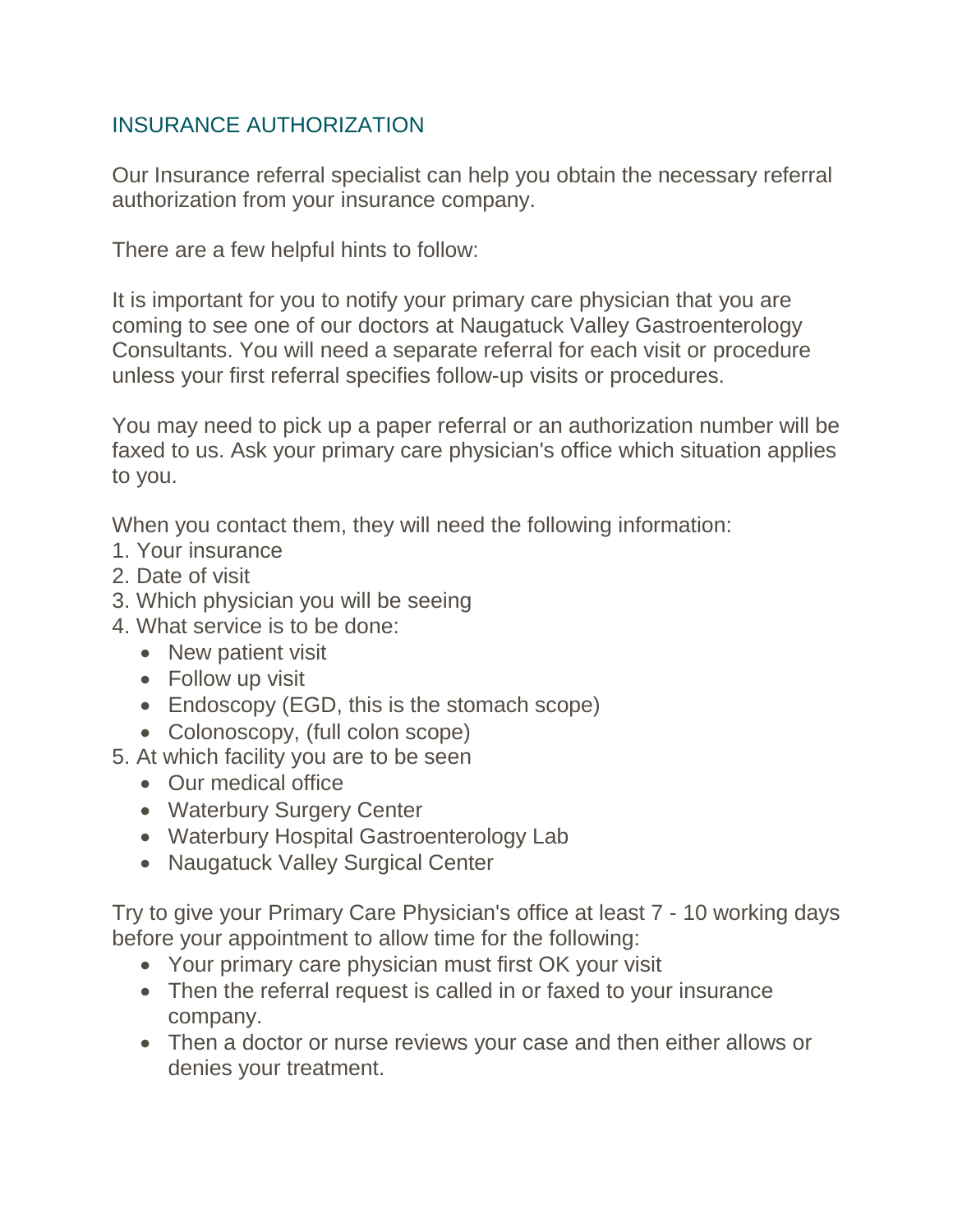# INSURANCE AUTHORIZATION

Our Insurance referral specialist can help you obtain the necessary referral authorization from your insurance company.

There are a few helpful hints to follow:

It is important for you to notify your primary care physician that you are coming to see one of our doctors at Naugatuck Valley Gastroenterology Consultants. You will need a separate referral for each visit or procedure unless your first referral specifies follow-up visits or procedures.

You may need to pick up a paper referral or an authorization number will be faxed to us. Ask your primary care physician's office which situation applies to you.

When you contact them, they will need the following information:

1. Your insurance
2. Date of visit
3. Which physician you will be seeing
4. What service is to be done:
   - New patient visit
   - Follow up visit
   - Endoscopy (EGD, this is the stomach scope)
   - Colonoscopy, (full colon scope)
5. At which facility you are to be seen
   - Our medical office
   - Waterbury Surgery Center
   - Waterbury Hospital Gastroenterology Lab
   - Naugatuck Valley Surgical Center

Try to give your Primary Care Physician's office at least 7 - 10 working days before your appointment to allow time for the following:

- Your primary care physician must first OK your visit
- Then the referral request is called in or faxed to your insurance company.
- Then a doctor or nurse reviews your case and then either allows or denies your treatment.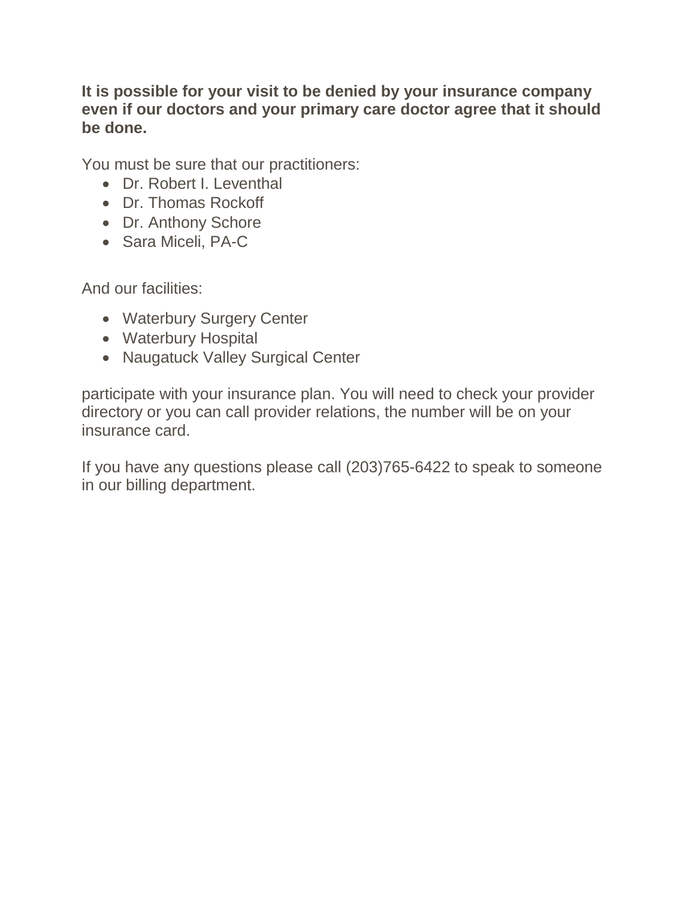**It is possible for your visit to be denied by your insurance company even if our doctors and your primary care doctor agree that it should be done.**

You must be sure that our practitioners:

- Dr. Robert I. Leventhal
- Dr. Thomas Rockoff
- Dr. Anthony Schore
- Sara Miceli, PA-C

And our facilities:

- Waterbury Surgery Center
- Waterbury Hospital
- Naugatuck Valley Surgical Center

participate with your insurance plan. You will need to check your provider directory or you can call provider relations, the number will be on your insurance card.

If you have any questions please call (203)765-6422 to speak to someone in our billing department.